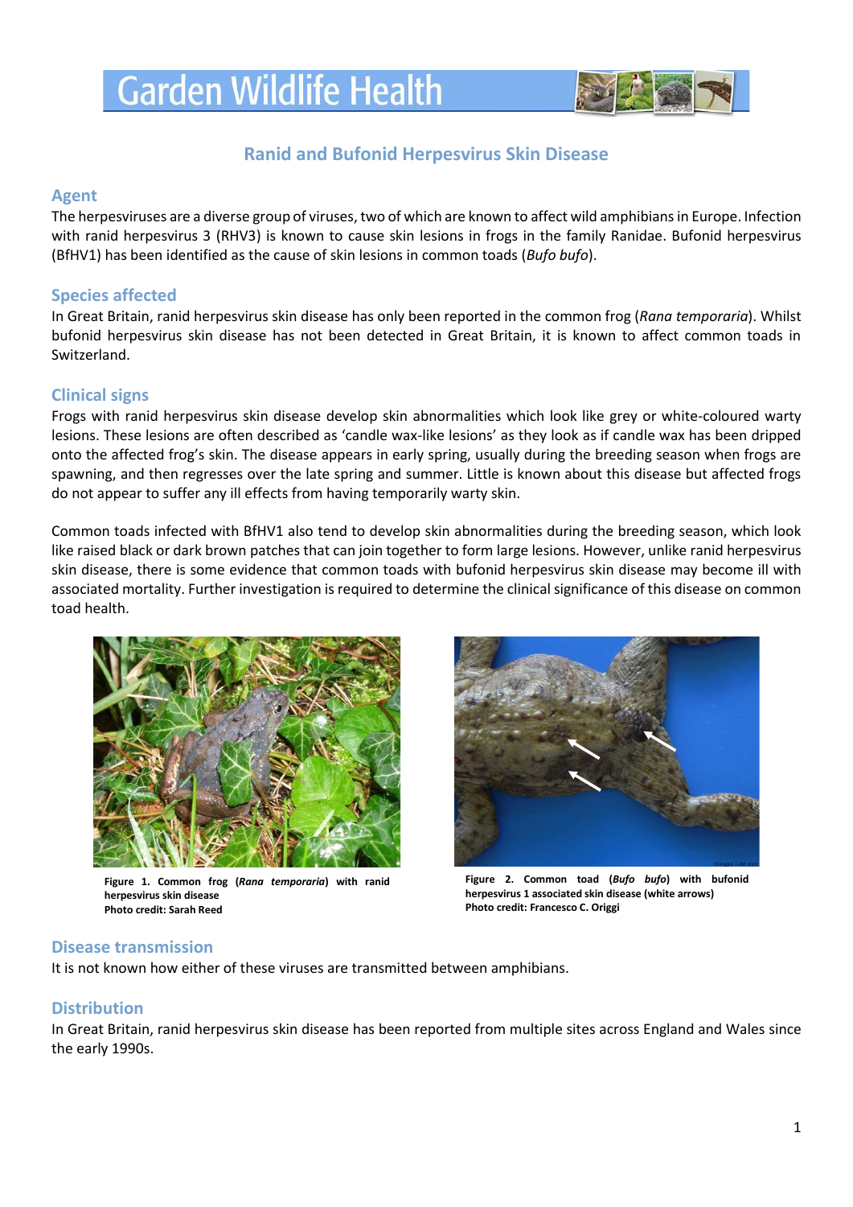# Garden Wildlife Health

## Ranid and Bufonid Herpesvirus Skin Disease

### Agent

The herpesviruses are a diverse group of viruses, two of which are known to affect wild amphibians in Europe. Infection with ranid herpesvirus 3 (RHV3) is known to cause skin lesions in frogs in the family Ranidae. Bufonid herpesvirus (BfHV1) has been identified as the cause of skin lesions in common toads (*Bufo bufo*).

### Species affected

In Great Britain, ranid herpesvirus skin disease has only been reported in the common frog (*Rana temporaria*). Whilst bufonid herpesvirus skin disease has not been detected in Great Britain, it is known to affect common toads in Switzerland.

### Clinical signs

Frogs with ranid herpesvirus skin disease develop skin abnormalities which look like grey or white-coloured warty lesions. These lesions are often described as 'candle wax-like lesions' as they look as if candle wax has been dripped onto the affected frog's skin. The disease appears in early spring, usually during the breeding season when frogs are spawning, and then regresses over the late spring and summer. Little is known about this disease but affected frogs do not appear to suffer any ill effects from having temporarily warty skin.

Common toads infected with BfHV1 also tend to develop skin abnormalities during the breeding season, which look like raised black or dark brown patches that can join together to form large lesions. However, unlike ranid herpesvirus skin disease, there is some evidence that common toads with bufonid herpesvirus skin disease may become ill with associated mortality. Further investigation is required to determine the clinical significance of this disease on common toad health.

**Figure 1. Common frog (*Rana temporaria*) with ranid herpesvirus skin disease**
**Photo credit: Sarah Reed**

**Figure 2. Common toad (*Bufo bufo*) with bufonid herpesvirus 1 associated skin disease (white arrows)**
**Photo credit: Francesco C. Origgi**

### Disease transmission

It is not known how either of these viruses are transmitted between amphibians.

### Distribution

In Great Britain, ranid herpesvirus skin disease has been reported from multiple sites across England and Wales since the early 1990s.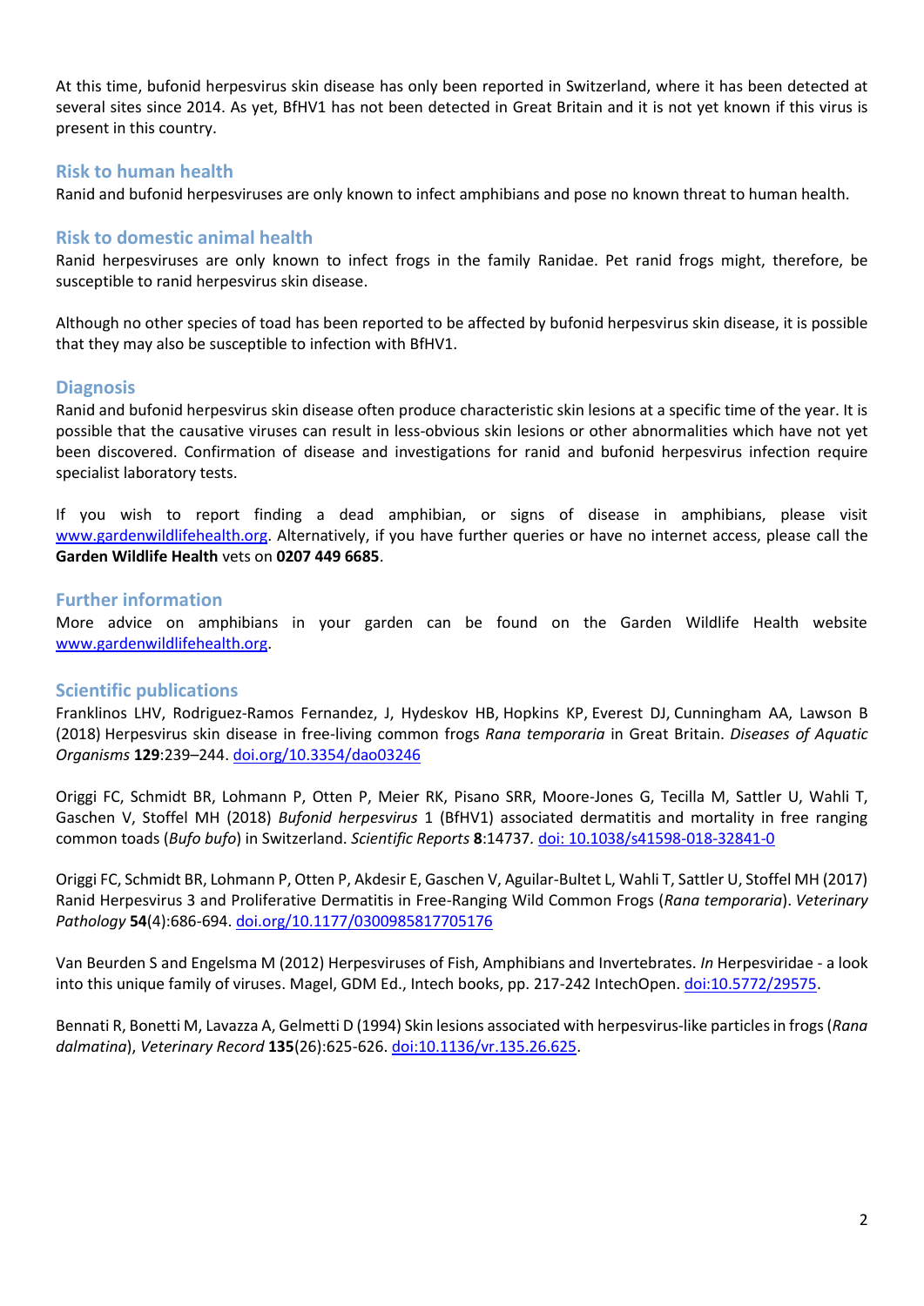At this time, bufonid herpesvirus skin disease has only been reported in Switzerland, where it has been detected at several sites since 2014. As yet, BfHV1 has not been detected in Great Britain and it is not yet known if this virus is present in this country.

## Risk to human health

Ranid and bufonid herpesviruses are only known to infect amphibians and pose no known threat to human health.

## Risk to domestic animal health

Ranid herpesviruses are only known to infect frogs in the family Ranidae. Pet ranid frogs might, therefore, be susceptible to ranid herpesvirus skin disease.

Although no other species of toad has been reported to be affected by bufonid herpesvirus skin disease, it is possible that they may also be susceptible to infection with BfHV1.

## Diagnosis

Ranid and bufonid herpesvirus skin disease often produce characteristic skin lesions at a specific time of the year. It is possible that the causative viruses can result in less-obvious skin lesions or other abnormalities which have not yet been discovered. Confirmation of disease and investigations for ranid and bufonid herpesvirus infection require specialist laboratory tests.

If you wish to report finding a dead amphibian, or signs of disease in amphibians, please visit www.gardenwildlifehealth.org. Alternatively, if you have further queries or have no internet access, please call the **Garden Wildlife Health** vets on **0207 449 6685**.

## Further information

More advice on amphibians in your garden can be found on the Garden Wildlife Health website www.gardenwildlifehealth.org.

## Scientific publications

Franklinos LHV, Rodriguez-Ramos Fernandez, J, Hydeskov HB, Hopkins KP, Everest DJ, Cunningham AA, Lawson B (2018) Herpesvirus skin disease in free-living common frogs *Rana temporaria* in Great Britain. *Diseases of Aquatic Organisms* **129**:239–244. doi.org/10.3354/dao03246

Origgi FC, Schmidt BR, Lohmann P, Otten P, Meier RK, Pisano SRR, Moore-Jones G, Tecilla M, Sattler U, Wahli T, Gaschen V, Stoffel MH (2018) *Bufonid herpesvirus* 1 (BfHV1) associated dermatitis and mortality in free ranging common toads (*Bufo bufo*) in Switzerland. *Scientific Reports* **8**:14737. doi: 10.1038/s41598-018-32841-0

Origgi FC, Schmidt BR, Lohmann P, Otten P, Akdesir E, Gaschen V, Aguilar-Bultet L, Wahli T, Sattler U, Stoffel MH (2017) Ranid Herpesvirus 3 and Proliferative Dermatitis in Free-Ranging Wild Common Frogs (*Rana temporaria*). *Veterinary Pathology* **54**(4):686-694. doi.org/10.1177/0300985817705176

Van Beurden S and Engelsma M (2012) Herpesviruses of Fish, Amphibians and Invertebrates. *In* Herpesviridae - a look into this unique family of viruses. Magel, GDM Ed., Intech books, pp. 217-242 IntechOpen. doi:10.5772/29575.

Bennati R, Bonetti M, Lavazza A, Gelmetti D (1994) Skin lesions associated with herpesvirus-like particles in frogs (*Rana dalmatina*), *Veterinary Record* **135**(26):625-626. doi:10.1136/vr.135.26.625.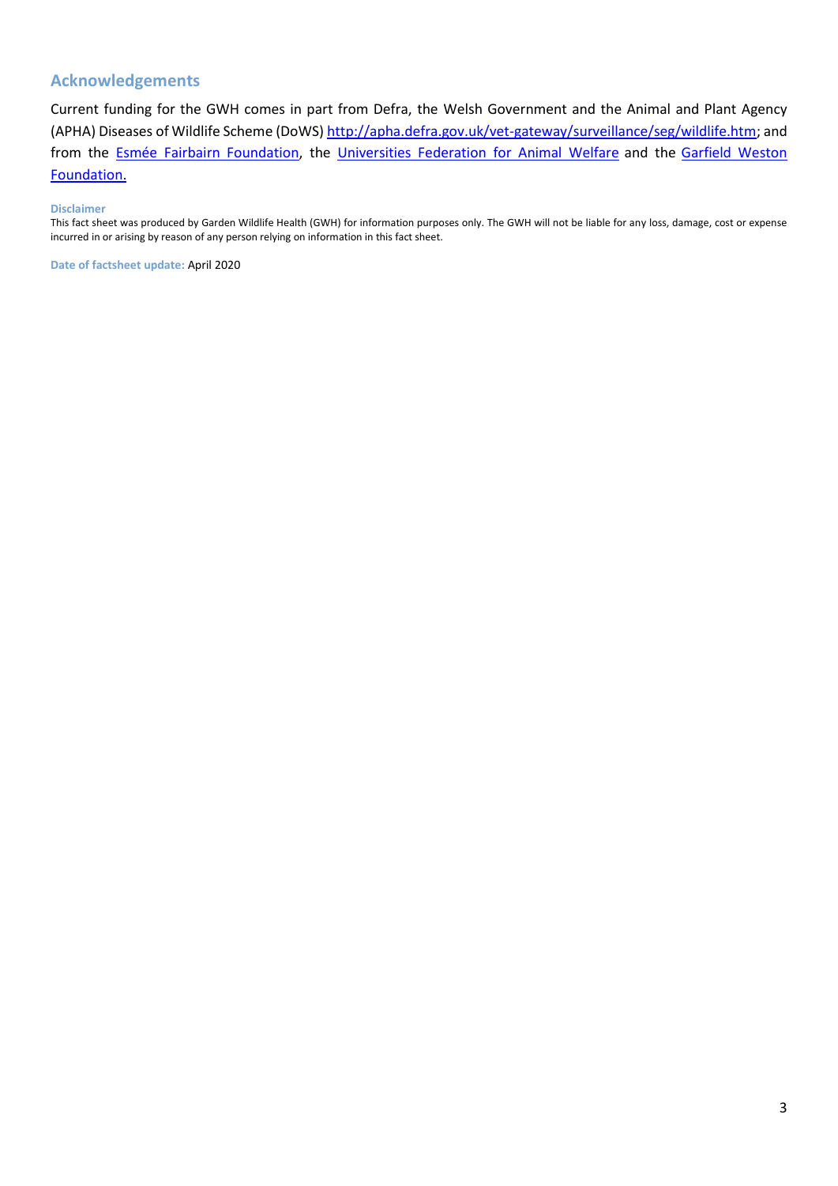## Acknowledgements

Current funding for the GWH comes in part from Defra, the Welsh Government and the Animal and Plant Agency (APHA) Diseases of Wildlife Scheme (DoWS) http://apha.defra.gov.uk/vet-gateway/surveillance/seg/wildlife.htm; and from the Esmée Fairbairn Foundation, the Universities Federation for Animal Welfare and the Garfield Weston Foundation.

**Disclaimer**

This fact sheet was produced by Garden Wildlife Health (GWH) for information purposes only. The GWH will not be liable for any loss, damage, cost or expense incurred in or arising by reason of any person relying on information in this fact sheet.

**Date of factsheet update:** April 2020